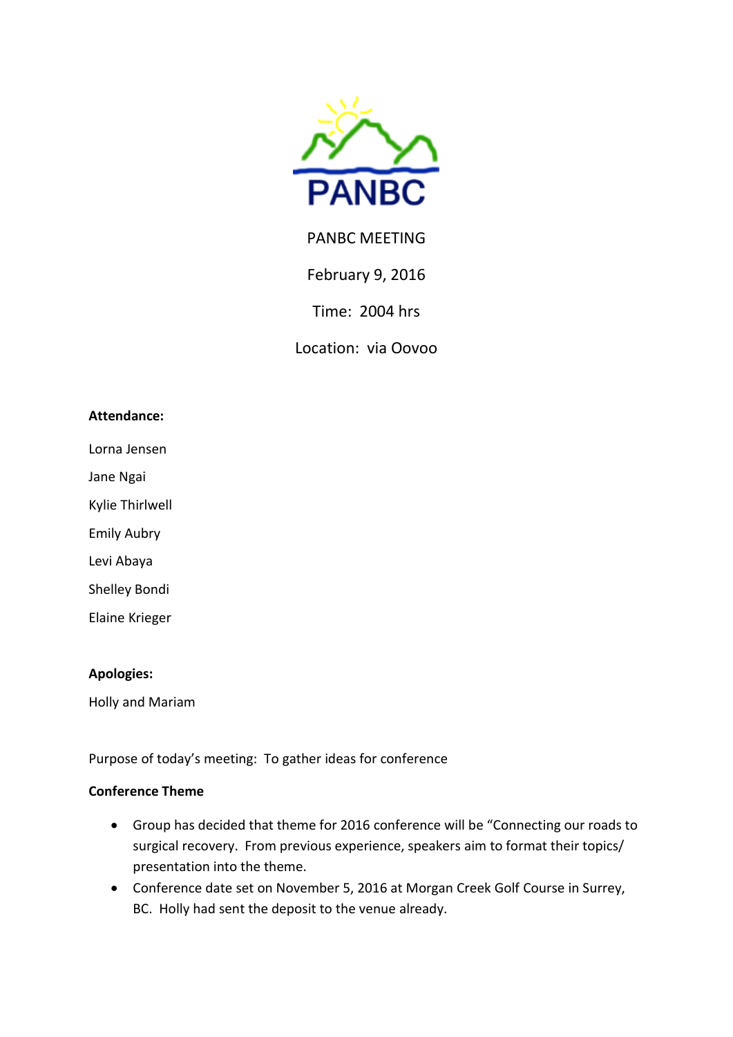PANBC

PANBC MEETING

February 9, 2016

Time: 2004 hrs

Location: via Oovoo

**Attendance:**

Lorna Jensen

Jane Ngai

Kylie Thirlwell

Emily Aubry

Levi Abaya

Shelley Bondi

Elaine Krieger

**Apologies:**

Holly and Mariam

Purpose of today's meeting: To gather ideas for conference

**Conference Theme**

- Group has decided that theme for 2016 conference will be "Connecting our roads to surgical recovery. From previous experience, speakers aim to format their topics/ presentation into the theme.
- Conference date set on November 5, 2016 at Morgan Creek Golf Course in Surrey, BC. Holly had sent the deposit to the venue already.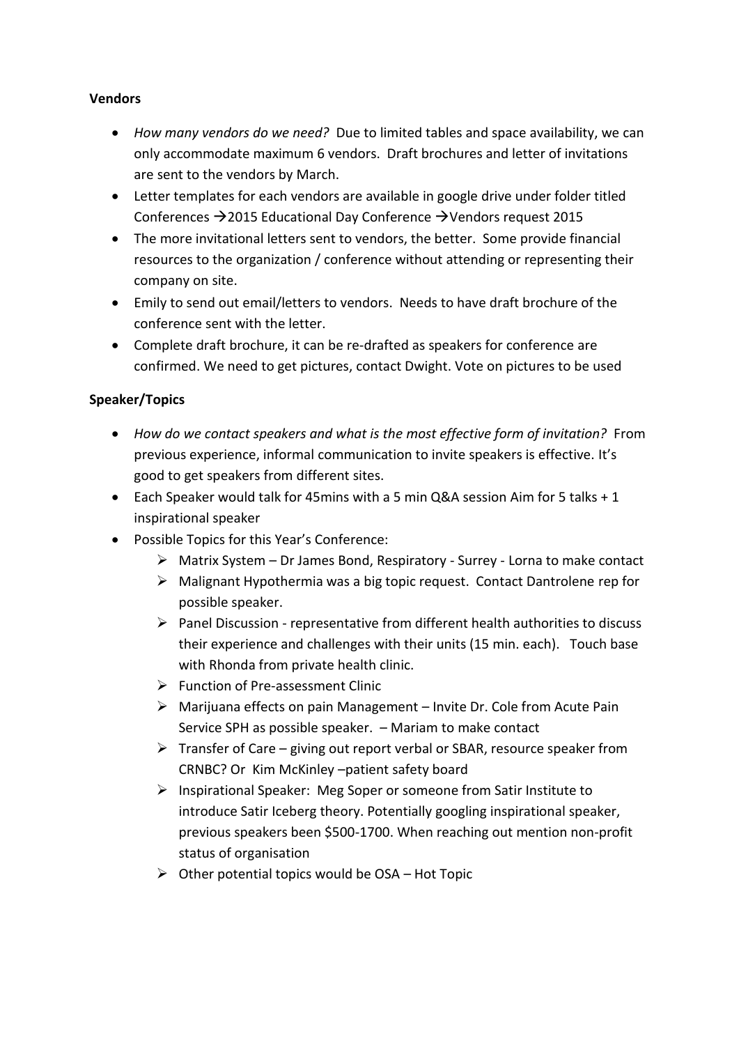**Vendors**

- *How many vendors do we need?* Due to limited tables and space availability, we can only accommodate maximum 6 vendors. Draft brochures and letter of invitations are sent to the vendors by March.
- Letter templates for each vendors are available in google drive under folder titled Conferences →2015 Educational Day Conference →Vendors request 2015
- The more invitational letters sent to vendors, the better. Some provide financial resources to the organization / conference without attending or representing their company on site.
- Emily to send out email/letters to vendors. Needs to have draft brochure of the conference sent with the letter.
- Complete draft brochure, it can be re-drafted as speakers for conference are confirmed. We need to get pictures, contact Dwight. Vote on pictures to be used

**Speaker/Topics**

- *How do we contact speakers and what is the most effective form of invitation?* From previous experience, informal communication to invite speakers is effective. It's good to get speakers from different sites.
- Each Speaker would talk for 45mins with a 5 min Q&A session Aim for 5 talks + 1 inspirational speaker
- Possible Topics for this Year's Conference:
  - Matrix System – Dr James Bond, Respiratory - Surrey - Lorna to make contact
  - Malignant Hypothermia was a big topic request. Contact Dantrolene rep for possible speaker.
  - Panel Discussion - representative from different health authorities to discuss their experience and challenges with their units (15 min. each). Touch base with Rhonda from private health clinic.
  - Function of Pre-assessment Clinic
  - Marijuana effects on pain Management – Invite Dr. Cole from Acute Pain Service SPH as possible speaker. – Mariam to make contact
  - Transfer of Care – giving out report verbal or SBAR, resource speaker from CRNBC? Or Kim McKinley –patient safety board
  - Inspirational Speaker: Meg Soper or someone from Satir Institute to introduce Satir Iceberg theory. Potentially googling inspirational speaker, previous speakers been $500-1700. When reaching out mention non-profit status of organisation
  - Other potential topics would be OSA – Hot Topic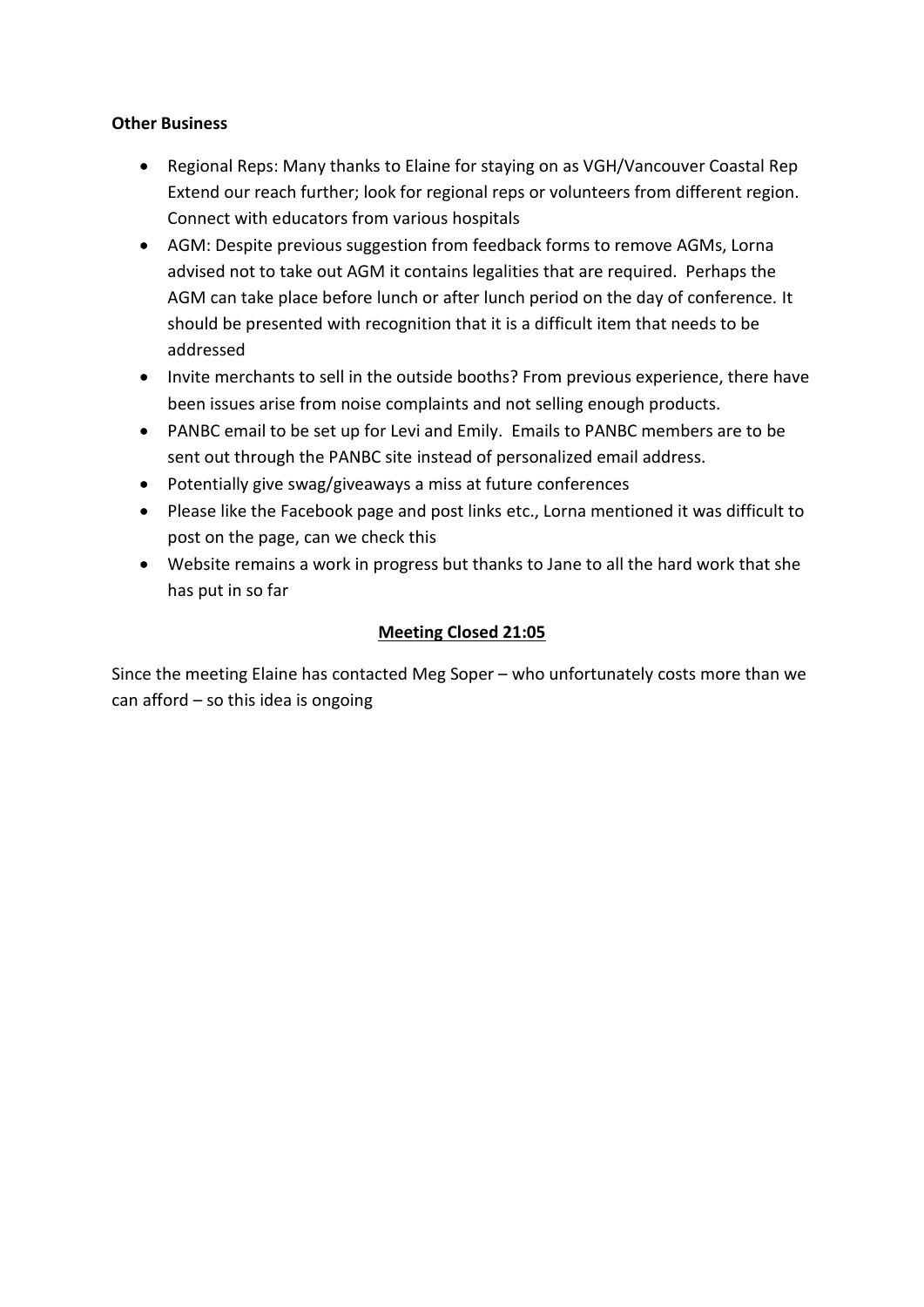**Other Business**

- Regional Reps: Many thanks to Elaine for staying on as VGH/Vancouver Coastal Rep Extend our reach further; look for regional reps or volunteers from different region. Connect with educators from various hospitals
- AGM: Despite previous suggestion from feedback forms to remove AGMs, Lorna advised not to take out AGM it contains legalities that are required. Perhaps the AGM can take place before lunch or after lunch period on the day of conference. It should be presented with recognition that it is a difficult item that needs to be addressed
- Invite merchants to sell in the outside booths? From previous experience, there have been issues arise from noise complaints and not selling enough products.
- PANBC email to be set up for Levi and Emily. Emails to PANBC members are to be sent out through the PANBC site instead of personalized email address.
- Potentially give swag/giveaways a miss at future conferences
- Please like the Facebook page and post links etc., Lorna mentioned it was difficult to post on the page, can we check this
- Website remains a work in progress but thanks to Jane to all the hard work that she has put in so far

**Meeting Closed 21:05**

Since the meeting Elaine has contacted Meg Soper – who unfortunately costs more than we can afford – so this idea is ongoing